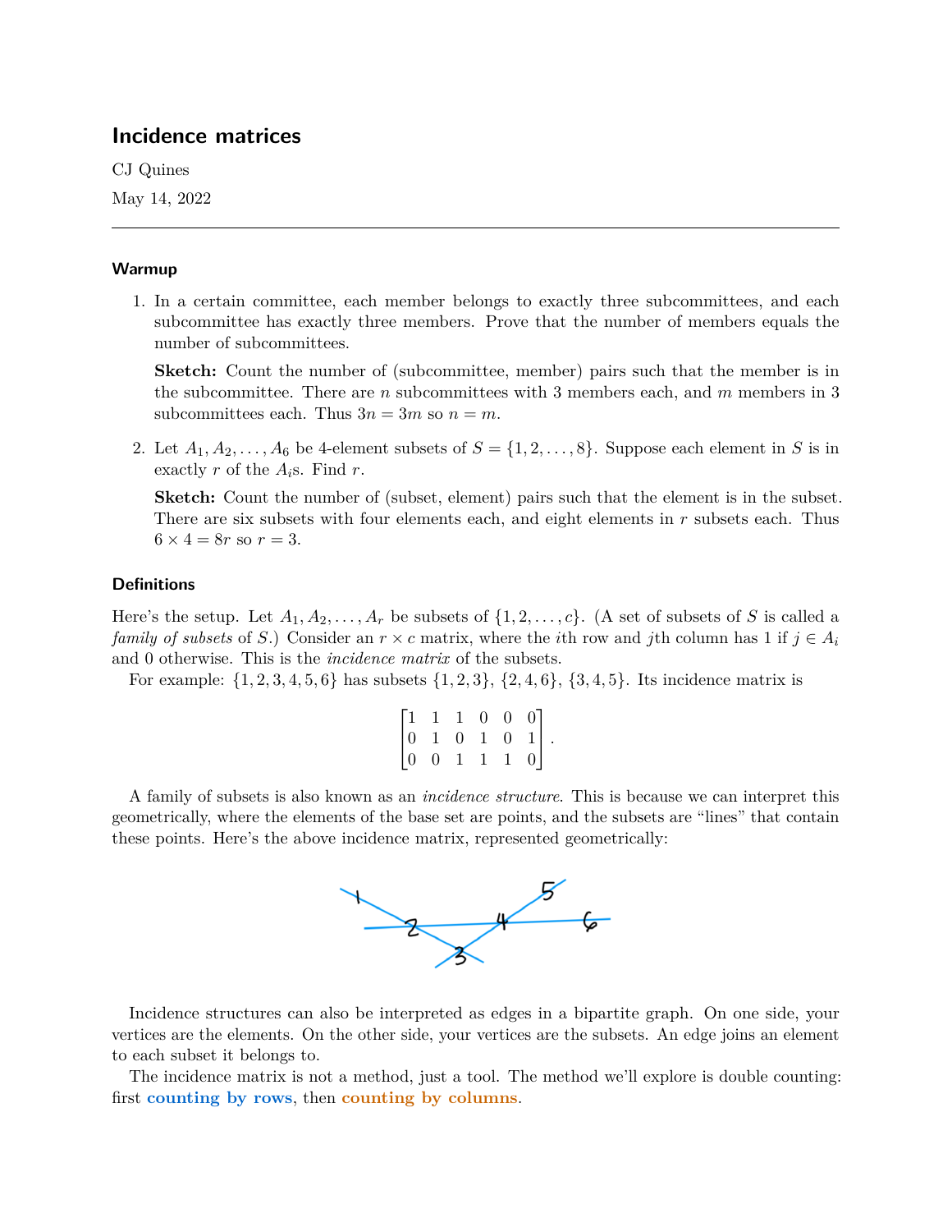# Incidence matrices

CJ Quines

May 14, 2022

---

## Warmup

1. In a certain committee, each member belongs to exactly three subcommittees, and each subcommittee has exactly three members. Prove that the number of members equals the number of subcommittees.

   **Sketch:** Count the number of (subcommittee, member) pairs such that the member is in the subcommittee. There are $n$ subcommittees with 3 members each, and $m$ members in 3 subcommittees each. Thus $3n = 3m$ so $n = m$.

2. Let $A_1, A_2, \ldots, A_6$ be 4-element subsets of $S = \{1, 2, \ldots, 8\}$. Suppose each element in $S$ is in exactly $r$ of the $A_i$s. Find $r$.

   **Sketch:** Count the number of (subset, element) pairs such that the element is in the subset. There are six subsets with four elements each, and eight elements in $r$ subsets each. Thus $6 \times 4 = 8r$ so $r = 3$.

## Definitions

Here's the setup. Let $A_1, A_2, \ldots, A_r$ be subsets of $\{1, 2, \ldots, c\}$. (A set of subsets of $S$ is called a *family of subsets* of $S$.) Consider an $r \times c$ matrix, where the $i$th row and $j$th column has 1 if $j \in A_i$ and 0 otherwise. This is the *incidence matrix* of the subsets.

For example: $\{1, 2, 3, 4, 5, 6\}$ has subsets $\{1, 2, 3\}$, $\{2, 4, 6\}$, $\{3, 4, 5\}$. Its incidence matrix is

$$\begin{bmatrix} 1 & 1 & 1 & 0 & 0 & 0 \\ 0 & 1 & 0 & 1 & 0 & 1 \\ 0 & 0 & 1 & 1 & 1 & 0 \end{bmatrix}.$$

A family of subsets is also known as an *incidence structure*. This is because we can interpret this geometrically, where the elements of the base set are points, and the subsets are "lines" that contain these points. Here's the above incidence matrix, represented geometrically:

Incidence structures can also be interpreted as edges in a bipartite graph. On one side, your vertices are the elements. On the other side, your vertices are the subsets. An edge joins an element to each subset it belongs to.

The incidence matrix is not a method, just a tool. The method we'll explore is double counting: first **counting by rows**, then **counting by columns**.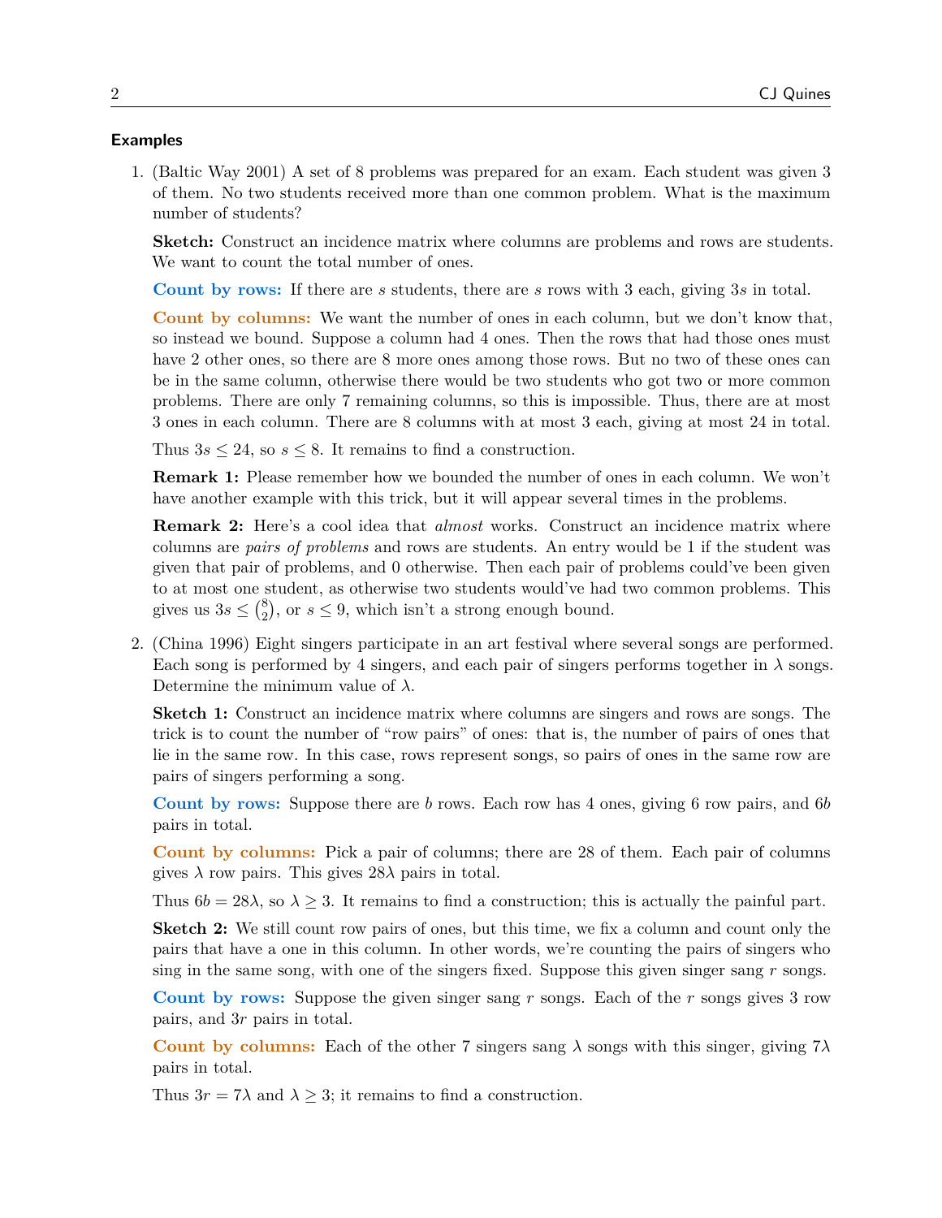### Examples

1. (Baltic Way 2001) A set of 8 problems was prepared for an exam. Each student was given 3 of them. No two students received more than one common problem. What is the maximum number of students?

   **Sketch:** Construct an incidence matrix where columns are problems and rows are students. We want to count the total number of ones.

   **Count by rows:** If there are $s$ students, there are $s$ rows with 3 each, giving $3s$ in total.

   **Count by columns:** We want the number of ones in each column, but we don't know that, so instead we bound. Suppose a column had 4 ones. Then the rows that had those ones must have 2 other ones, so there are 8 more ones among those rows. But no two of these ones can be in the same column, otherwise there would be two students who got two or more common problems. There are only 7 remaining columns, so this is impossible. Thus, there are at most 3 ones in each column. There are 8 columns with at most 3 each, giving at most 24 in total.

   Thus $3s \le 24$, so $s \le 8$. It remains to find a construction.

   **Remark 1:** Please remember how we bounded the number of ones in each column. We won't have another example with this trick, but it will appear several times in the problems.

   **Remark 2:** Here's a cool idea that *almost* works. Construct an incidence matrix where columns are *pairs of problems* and rows are students. An entry would be 1 if the student was given that pair of problems, and 0 otherwise. Then each pair of problems could've been given to at most one student, as otherwise two students would've had two common problems. This gives us $3s \le \binom{8}{2}$, or $s \le 9$, which isn't a strong enough bound.

2. (China 1996) Eight singers participate in an art festival where several songs are performed. Each song is performed by 4 singers, and each pair of singers performs together in $\lambda$ songs. Determine the minimum value of $\lambda$.

   **Sketch 1:** Construct an incidence matrix where columns are singers and rows are songs. The trick is to count the number of "row pairs" of ones: that is, the number of pairs of ones that lie in the same row. In this case, rows represent songs, so pairs of ones in the same row are pairs of singers performing a song.

   **Count by rows:** Suppose there are $b$ rows. Each row has 4 ones, giving 6 row pairs, and $6b$ pairs in total.

   **Count by columns:** Pick a pair of columns; there are 28 of them. Each pair of columns gives $\lambda$ row pairs. This gives $28\lambda$ pairs in total.

   Thus $6b = 28\lambda$, so $\lambda \ge 3$. It remains to find a construction; this is actually the painful part.

   **Sketch 2:** We still count row pairs of ones, but this time, we fix a column and count only the pairs that have a one in this column. In other words, we're counting the pairs of singers who sing in the same song, with one of the singers fixed. Suppose this given singer sang $r$ songs.

   **Count by rows:** Suppose the given singer sang $r$ songs. Each of the $r$ songs gives 3 row pairs, and $3r$ pairs in total.

   **Count by columns:** Each of the other 7 singers sang $\lambda$ songs with this singer, giving $7\lambda$ pairs in total.

   Thus $3r = 7\lambda$ and $\lambda \ge 3$; it remains to find a construction.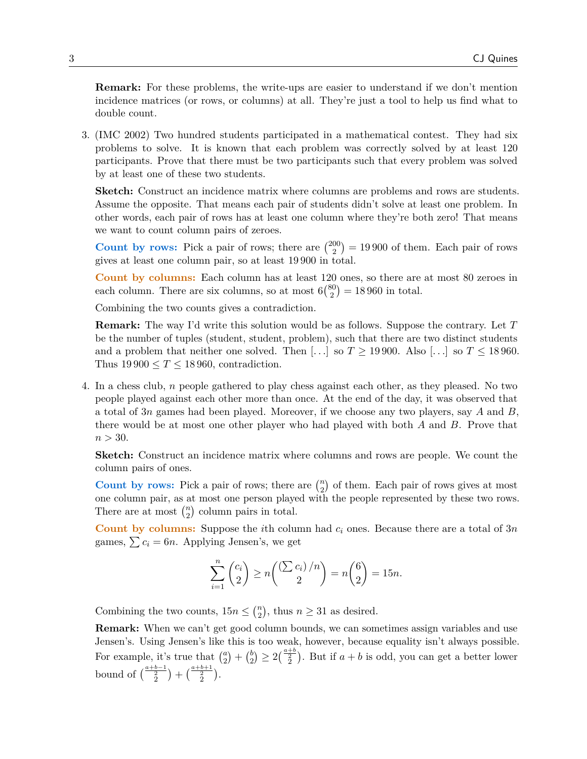**Remark:** For these problems, the write-ups are easier to understand if we don't mention incidence matrices (or rows, or columns) at all. They're just a tool to help us find what to double count.

3. (IMC 2002) Two hundred students participated in a mathematical contest. They had six problems to solve. It is known that each problem was correctly solved by at least 120 participants. Prove that there must be two participants such that every problem was solved by at least one of these two students.

   **Sketch:** Construct an incidence matrix where columns are problems and rows are students. Assume the opposite. That means each pair of students didn't solve at least one problem. In other words, each pair of rows has at least one column where they're both zero! That means we want to count column pairs of zeroes.

   **Count by rows:** Pick a pair of rows; there are $\binom{200}{2} = 19\,900$ of them. Each pair of rows gives at least one column pair, so at least 19 900 in total.

   **Count by columns:** Each column has at least 120 ones, so there are at most 80 zeroes in each column. There are six columns, so at most $6\binom{80}{2} = 18\,960$ in total.

   Combining the two counts gives a contradiction.

   **Remark:** The way I'd write this solution would be as follows. Suppose the contrary. Let $T$ be the number of tuples (student, student, problem), such that there are two distinct students and a problem that neither one solved. Then [...] so $T \geq 19\,900$. Also [...] so $T \leq 18\,960$. Thus $19\,900 \leq T \leq 18\,960$, contradiction.

4. In a chess club, $n$ people gathered to play chess against each other, as they pleased. No two people played against each other more than once. At the end of the day, it was observed that a total of $3n$ games had been played. Moreover, if we choose any two players, say $A$ and $B$, there would be at most one other player who had played with both $A$ and $B$. Prove that $n > 30$.

   **Sketch:** Construct an incidence matrix where columns and rows are people. We count the column pairs of ones.

   **Count by rows:** Pick a pair of rows; there are $\binom{n}{2}$ of them. Each pair of rows gives at most one column pair, as at most one person played with the people represented by these two rows. There are at most $\binom{n}{2}$ column pairs in total.

   **Count by columns:** Suppose the $i$th column had $c_i$ ones. Because there are a total of $3n$ games, $\sum c_i = 6n$. Applying Jensen's, we get

$$\sum_{i=1}^{n} \binom{c_i}{2} \geq n\binom{\left(\sum c_i\right)/n}{2} = n\binom{6}{2} = 15n.$$

   Combining the two counts, $15n \leq \binom{n}{2}$, thus $n \geq 31$ as desired.

   **Remark:** When we can't get good column bounds, we can sometimes assign variables and use Jensen's. Using Jensen's like this is too weak, however, because equality isn't always possible. For example, it's true that $\binom{a}{2} + \binom{b}{2} \geq 2\binom{\frac{a+b}{2}}{2}$. But if $a+b$ is odd, you can get a better lower bound of $\binom{\frac{a+b-1}{2}}{2} + \binom{\frac{a+b+1}{2}}{2}$.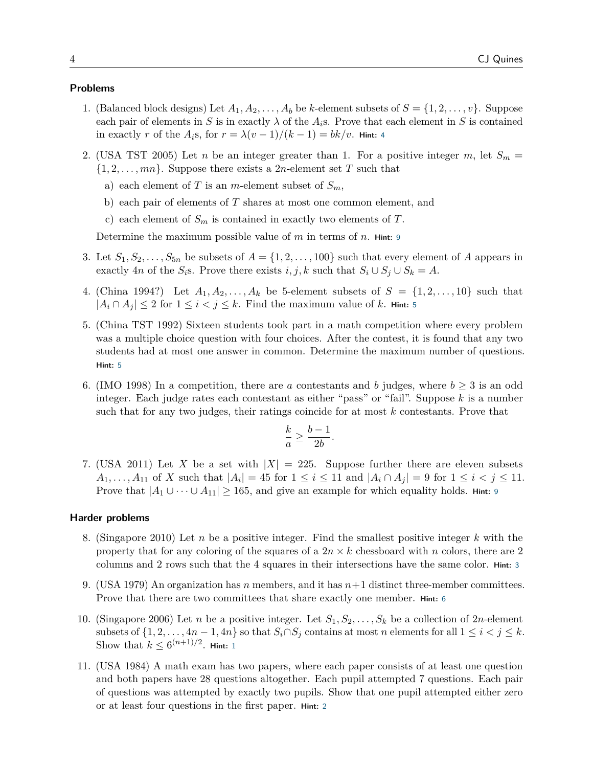## Problems

1. (Balanced block designs) Let $A_1, A_2, \ldots, A_b$ be $k$-element subsets of $S = \{1, 2, \ldots, v\}$. Suppose each pair of elements in $S$ is in exactly $\lambda$ of the $A_i$s. Prove that each element in $S$ is contained in exactly $r$ of the $A_i$s, for $r = \lambda(v-1)/(k-1) = bk/v$. **Hint:** 4

2. (USA TST 2005) Let $n$ be an integer greater than 1. For a positive integer $m$, let $S_m = \{1, 2, \ldots, mn\}$. Suppose there exists a $2n$-element set $T$ such that
   a) each element of $T$ is an $m$-element subset of $S_m$,
   b) each pair of elements of $T$ shares at most one common element, and
   c) each element of $S_m$ is contained in exactly two elements of $T$.

   Determine the maximum possible value of $m$ in terms of $n$. **Hint:** 9

3. Let $S_1, S_2, \ldots, S_{5n}$ be subsets of $A = \{1, 2, \ldots, 100\}$ such that every element of $A$ appears in exactly $4n$ of the $S_i$s. Prove there exists $i, j, k$ such that $S_i \cup S_j \cup S_k = A$.

4. (China 1994?) Let $A_1, A_2, \ldots, A_k$ be 5-element subsets of $S = \{1, 2, \ldots, 10\}$ such that $|A_i \cap A_j| \le 2$ for $1 \le i < j \le k$. Find the maximum value of $k$. **Hint:** 5

5. (China TST 1992) Sixteen students took part in a math competition where every problem was a multiple choice question with four choices. After the contest, it is found that any two students had at most one answer in common. Determine the maximum number of questions. **Hint:** 5

6. (IMO 1998) In a competition, there are $a$ contestants and $b$ judges, where $b \ge 3$ is an odd integer. Each judge rates each contestant as either "pass" or "fail". Suppose $k$ is a number such that for any two judges, their ratings coincide for at most $k$ contestants. Prove that
$$\frac{k}{a} \ge \frac{b-1}{2b}.$$

7. (USA 2011) Let $X$ be a set with $|X| = 225$. Suppose further there are eleven subsets $A_1, \ldots, A_{11}$ of $X$ such that $|A_i| = 45$ for $1 \le i \le 11$ and $|A_i \cap A_j| = 9$ for $1 \le i < j \le 11$. Prove that $|A_1 \cup \cdots \cup A_{11}| \ge 165$, and give an example for which equality holds. **Hint:** 9

## Harder problems

8. (Singapore 2010) Let $n$ be a positive integer. Find the smallest positive integer $k$ with the property that for any coloring of the squares of a $2n \times k$ chessboard with $n$ colors, there are 2 columns and 2 rows such that the 4 squares in their intersections have the same color. **Hint:** 3

9. (USA 1979) An organization has $n$ members, and it has $n+1$ distinct three-member committees. Prove that there are two committees that share exactly one member. **Hint:** 6

10. (Singapore 2006) Let $n$ be a positive integer. Let $S_1, S_2, \ldots, S_k$ be a collection of $2n$-element subsets of $\{1, 2, \ldots, 4n-1, 4n\}$ so that $S_i \cap S_j$ contains at most $n$ elements for all $1 \le i < j \le k$. Show that $k \le 6^{(n+1)/2}$. **Hint:** 1

11. (USA 1984) A math exam has two papers, where each paper consists of at least one question and both papers have 28 questions altogether. Each pupil attempted 7 questions. Each pair of questions was attempted by exactly two pupils. Show that one pupil attempted either zero or at least four questions in the first paper. **Hint:** 2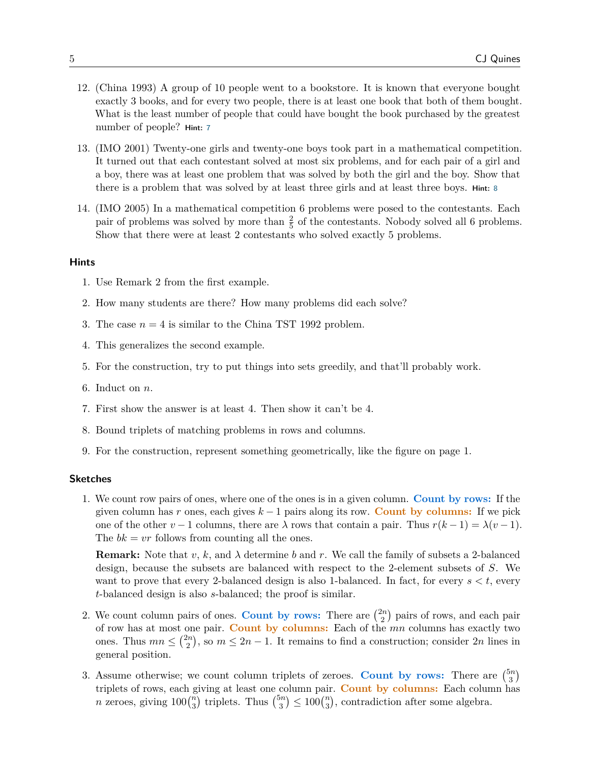12. (China 1993) A group of 10 people went to a bookstore. It is known that everyone bought exactly 3 books, and for every two people, there is at least one book that both of them bought. What is the least number of people that could have bought the book purchased by the greatest number of people? **Hint:** 7

13. (IMO 2001) Twenty-one girls and twenty-one boys took part in a mathematical competition. It turned out that each contestant solved at most six problems, and for each pair of a girl and a boy, there was at least one problem that was solved by both the girl and the boy. Show that there is a problem that was solved by at least three girls and at least three boys. **Hint:** 8

14. (IMO 2005) In a mathematical competition 6 problems were posed to the contestants. Each pair of problems was solved by more than $\frac{2}{5}$ of the contestants. Nobody solved all 6 problems. Show that there were at least 2 contestants who solved exactly 5 problems.

## Hints

1. Use Remark 2 from the first example.
2. How many students are there? How many problems did each solve?
3. The case $n = 4$ is similar to the China TST 1992 problem.
4. This generalizes the second example.
5. For the construction, try to put things into sets greedily, and that'll probably work.
6. Induct on $n$.
7. First show the answer is at least 4. Then show it can't be 4.
8. Bound triplets of matching problems in rows and columns.
9. For the construction, represent something geometrically, like the figure on page 1.

## Sketches

1. We count row pairs of ones, where one of the ones is in a given column. **Count by rows:** If the given column has $r$ ones, each gives $k-1$ pairs along its row. **Count by columns:** If we pick one of the other $v-1$ columns, there are $\lambda$ rows that contain a pair. Thus $r(k-1) = \lambda(v-1)$. The $bk = vr$ follows from counting all the ones.

   **Remark:** Note that $v$, $k$, and $\lambda$ determine $b$ and $r$. We call the family of subsets a 2-balanced design, because the subsets are balanced with respect to the 2-element subsets of $S$. We want to prove that every 2-balanced design is also 1-balanced. In fact, for every $s < t$, every $t$-balanced design is also $s$-balanced; the proof is similar.

2. We count column pairs of ones. **Count by rows:** There are $\binom{2n}{2}$ pairs of rows, and each pair of row has at most one pair. **Count by columns:** Each of the $mn$ columns has exactly two ones. Thus $mn \leq \binom{2n}{2}$, so $m \leq 2n - 1$. It remains to find a construction; consider $2n$ lines in general position.

3. Assume otherwise; we count column triplets of zeroes. **Count by rows:** There are $\binom{5n}{3}$ triplets of rows, each giving at least one column pair. **Count by columns:** Each column has $n$ zeroes, giving $100\binom{n}{3}$ triplets. Thus $\binom{5n}{3} \leq 100\binom{n}{3}$, contradiction after some algebra.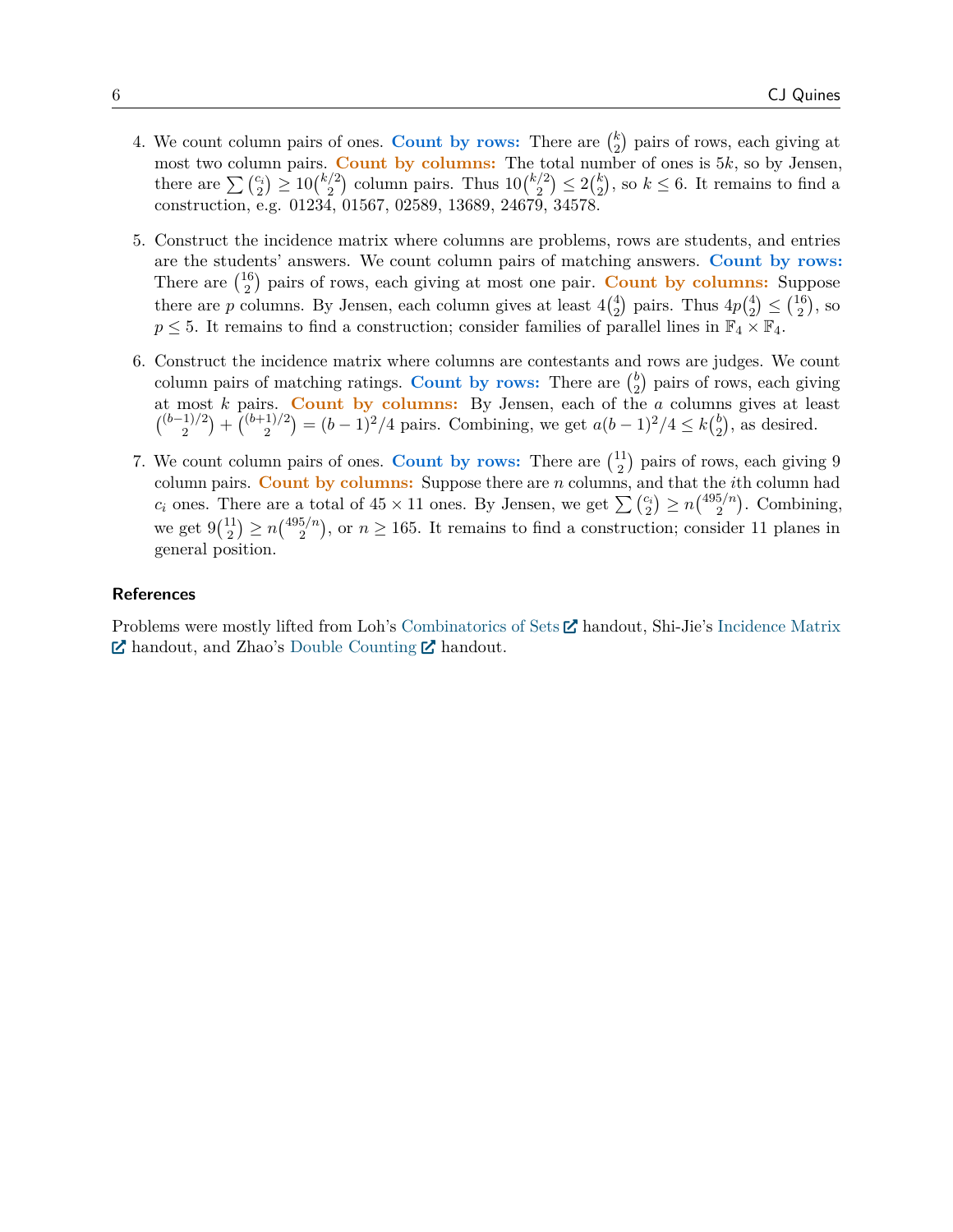4. We count column pairs of ones. **Count by rows:** There are $\binom{k}{2}$ pairs of rows, each giving at most two column pairs. **Count by columns:** The total number of ones is $5k$, so by Jensen, there are $\sum \binom{c_i}{2} \geq 10\binom{k/2}{2}$ column pairs. Thus $10\binom{k/2}{2} \leq 2\binom{k}{2}$, so $k \leq 6$. It remains to find a construction, e.g. 01234, 01567, 02589, 13689, 24679, 34578.

5. Construct the incidence matrix where columns are problems, rows are students, and entries are the students' answers. We count column pairs of matching answers. **Count by rows:** There are $\binom{16}{2}$ pairs of rows, each giving at most one pair. **Count by columns:** Suppose there are $p$ columns. By Jensen, each column gives at least $4\binom{4}{2}$ pairs. Thus $4p\binom{4}{2} \leq \binom{16}{2}$, so $p \leq 5$. It remains to find a construction; consider families of parallel lines in $\mathbb{F}_4 \times \mathbb{F}_4$.

6. Construct the incidence matrix where columns are contestants and rows are judges. We count column pairs of matching ratings. **Count by rows:** There are $\binom{b}{2}$ pairs of rows, each giving at most $k$ pairs. **Count by columns:** By Jensen, each of the $a$ columns gives at least $\binom{(b-1)/2}{2} + \binom{(b+1)/2}{2} = (b-1)^2/4$ pairs. Combining, we get $a(b-1)^2/4 \leq k\binom{b}{2}$, as desired.

7. We count column pairs of ones. **Count by rows:** There are $\binom{11}{2}$ pairs of rows, each giving 9 column pairs. **Count by columns:** Suppose there are $n$ columns, and that the $i$th column had $c_i$ ones. There are a total of $45 \times 11$ ones. By Jensen, we get $\sum \binom{c_i}{2} \geq n\binom{495/n}{2}$. Combining, we get $9\binom{11}{2} \geq n\binom{495/n}{2}$, or $n \geq 165$. It remains to find a construction; consider 11 planes in general position.

## References

Problems were mostly lifted from Loh's Combinatorics of Sets handout, Shi-Jie's Incidence Matrix handout, and Zhao's Double Counting handout.